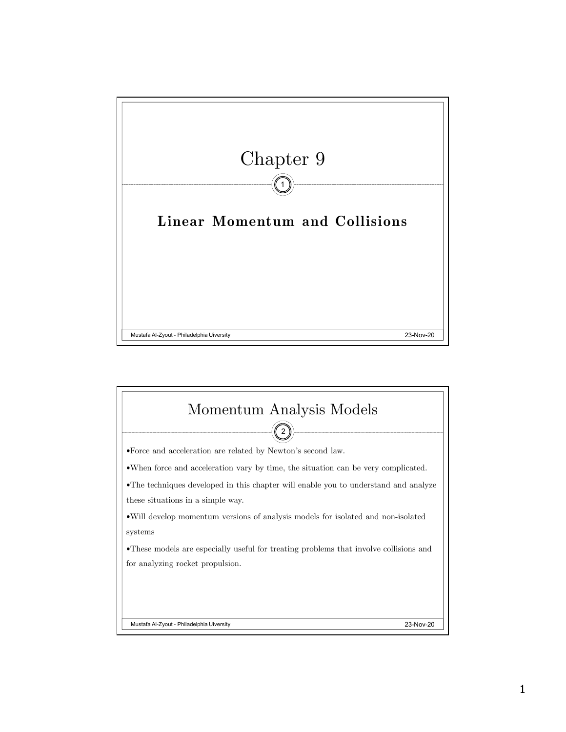# Chapter 9

## Linear Momentum and Collisions

## Momentum Analysis Models

- Force and acceleration are related by Newton's second law.
- When force and acceleration vary by time, the situation can be very complicated.
- The techniques developed in this chapter will enable you to understand and analyze these situations in a simple way.
- Will develop momentum versions of analysis models for isolated and non-isolated systems
- These models are especially useful for treating problems that involve collisions and for analyzing rocket propulsion.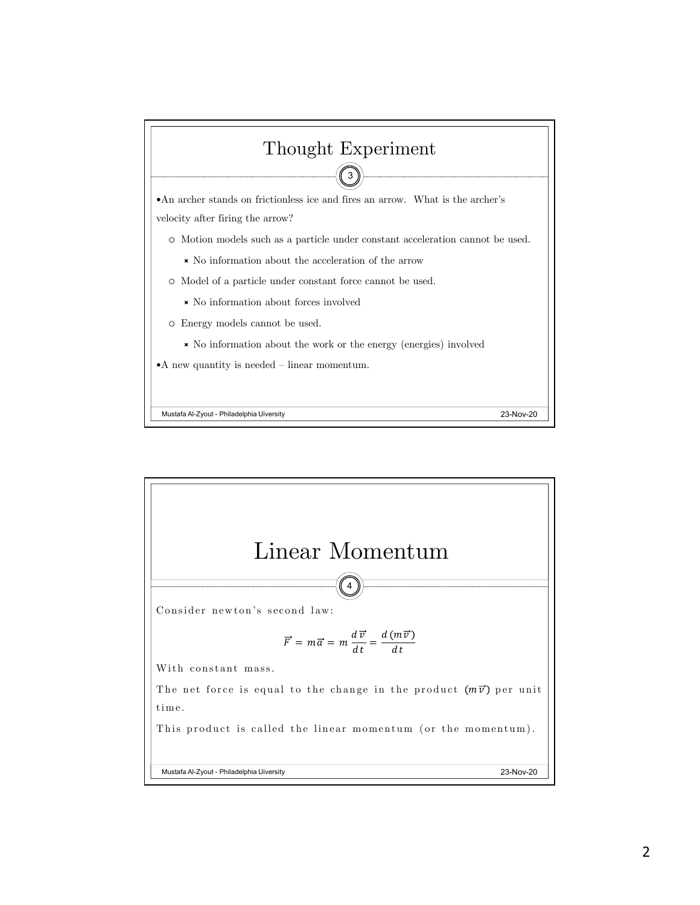# Thought Experiment

- An archer stands on frictionless ice and fires an arrow. What is the archer's velocity after firing the arrow?
  - Motion models such as a particle under constant acceleration cannot be used.
    - No information about the acceleration of the arrow
  - Model of a particle under constant force cannot be used.
    - No information about forces involved
  - Energy models cannot be used.
    - No information about the work or the energy (energies) involved
- A new quantity is needed – linear momentum.

# Linear Momentum

Consider newton's second law:

$$\vec{F} = m\vec{a} = m\frac{d\vec{v}}{dt} = \frac{d(m\vec{v})}{dt}$$

With constant mass.

The net force is equal to the change in the product $(m\vec{v})$ per unit time.

This product is called the linear momentum (or the momentum).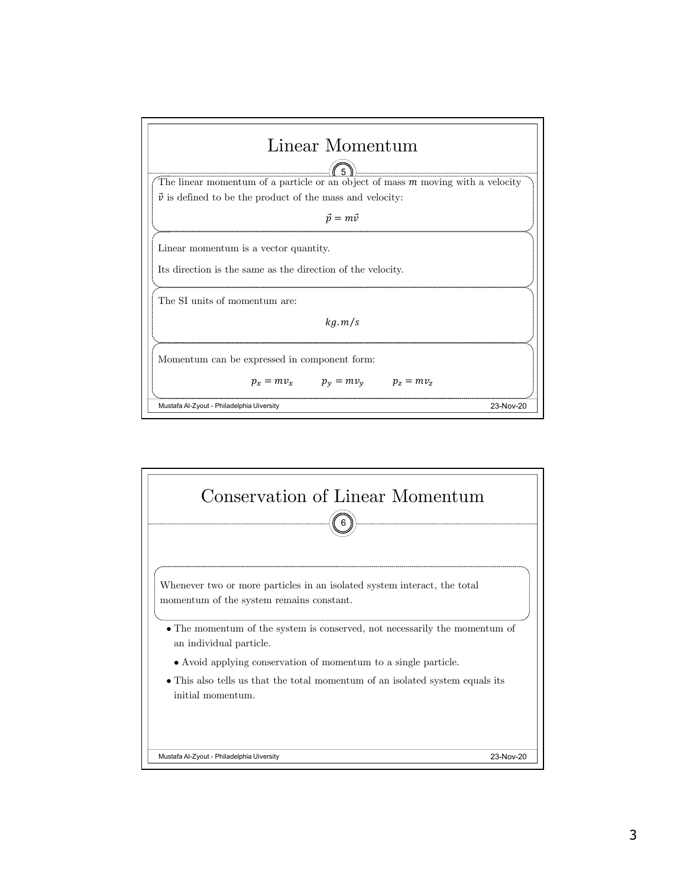# Linear Momentum

The linear momentum of a particle or an object of mass $m$ moving with a velocity $\vec{v}$ is defined to be the product of the mass and velocity:

$$\vec{p} = m\vec{v}$$

Linear momentum is a vector quantity.

Its direction is the same as the direction of the velocity.

The SI units of momentum are:

$$kg.m/s$$

Momentum can be expressed in component form:

$$p_x = mv_x \qquad p_y = mv_y \qquad p_z = mv_z$$

# Conservation of Linear Momentum

Whenever two or more particles in an isolated system interact, the total momentum of the system remains constant.

- The momentum of the system is conserved, not necessarily the momentum of an individual particle.
  - Avoid applying conservation of momentum to a single particle.
- This also tells us that the total momentum of an isolated system equals its initial momentum.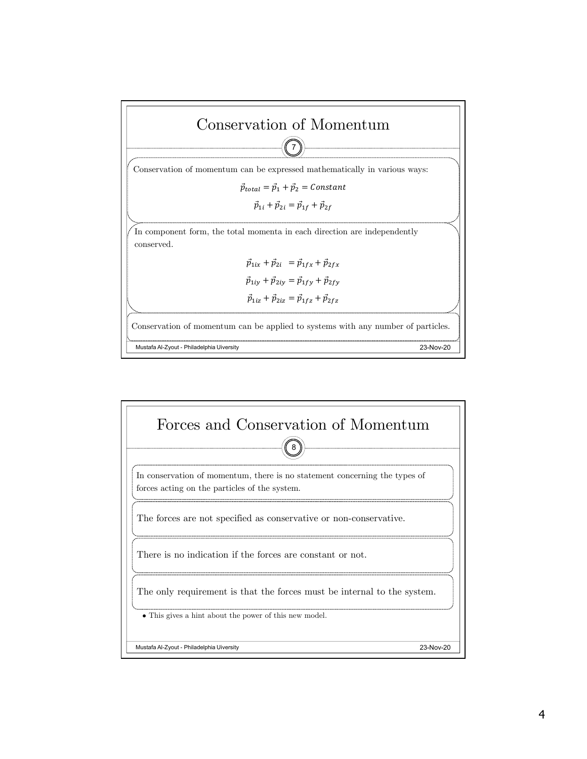## Conservation of Momentum

Conservation of momentum can be expressed mathematically in various ways:

$$\vec{p}_{total} = \vec{p}_1 + \vec{p}_2 = Constant$$

$$\vec{p}_{1i} + \vec{p}_{2i} = \vec{p}_{1f} + \vec{p}_{2f}$$

In component form, the total momenta in each direction are independently conserved.

$$\vec{p}_{1ix} + \vec{p}_{2i} \;= \vec{p}_{1fx} + \vec{p}_{2fx}$$

$$\vec{p}_{1iy} + \vec{p}_{2iy} = \vec{p}_{1fy} + \vec{p}_{2fy}$$

$$\vec{p}_{1iz} + \vec{p}_{2iz} = \vec{p}_{1fz} + \vec{p}_{2fz}$$

Conservation of momentum can be applied to systems with any number of particles.

## Forces and Conservation of Momentum

In conservation of momentum, there is no statement concerning the types of forces acting on the particles of the system.

The forces are not specified as conservative or non-conservative.

There is no indication if the forces are constant or not.

The only requirement is that the forces must be internal to the system.

- This gives a hint about the power of this new model.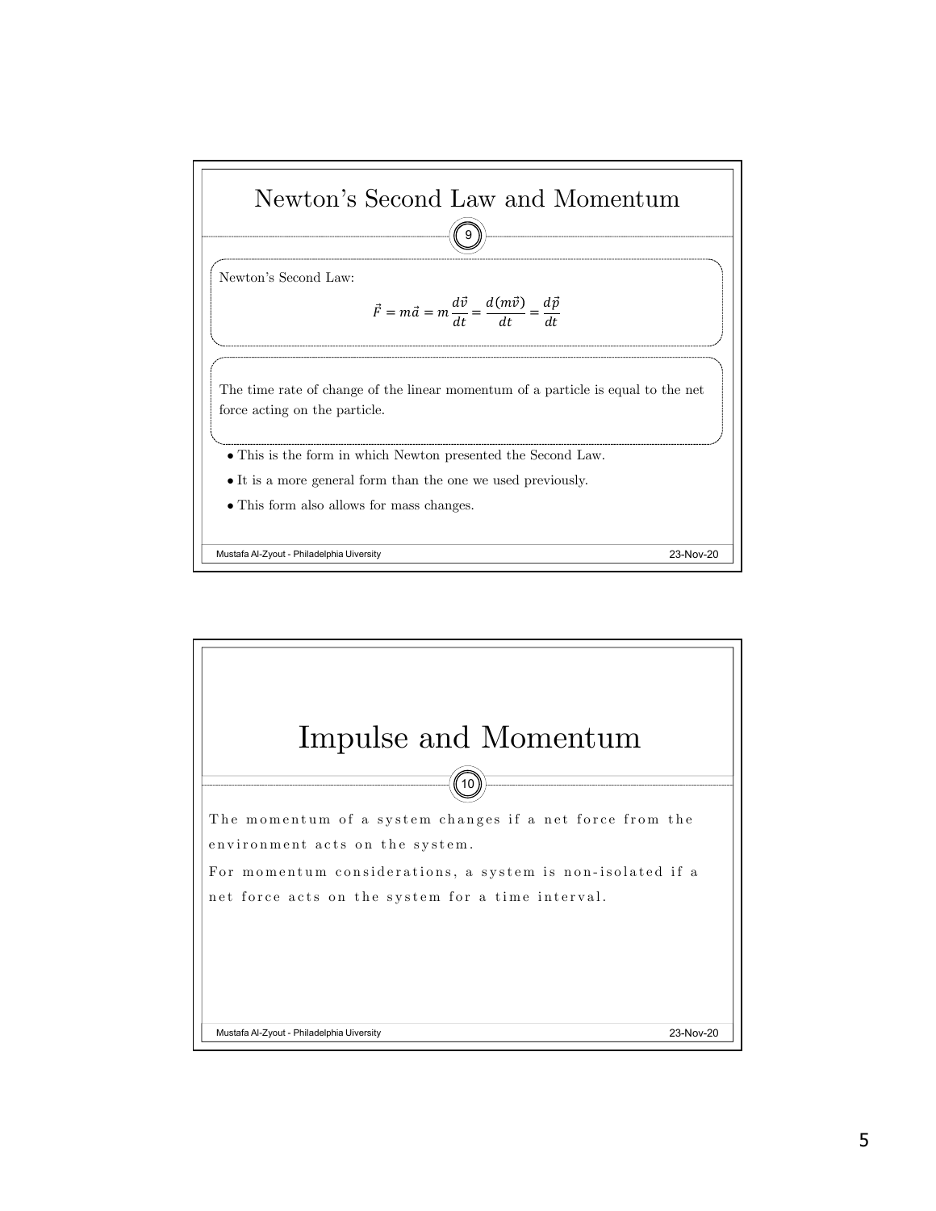# Newton's Second Law and Momentum

Newton's Second Law:

$$\vec{F} = m\vec{a} = m\frac{d\vec{v}}{dt} = \frac{d(m\vec{v})}{dt} = \frac{d\vec{p}}{dt}$$

The time rate of change of the linear momentum of a particle is equal to the net force acting on the particle.

- This is the form in which Newton presented the Second Law.
- It is a more general form than the one we used previously.
- This form also allows for mass changes.

# Impulse and Momentum

The momentum of a system changes if a net force from the environment acts on the system.

For momentum considerations, a system is non-isolated if a net force acts on the system for a time interval.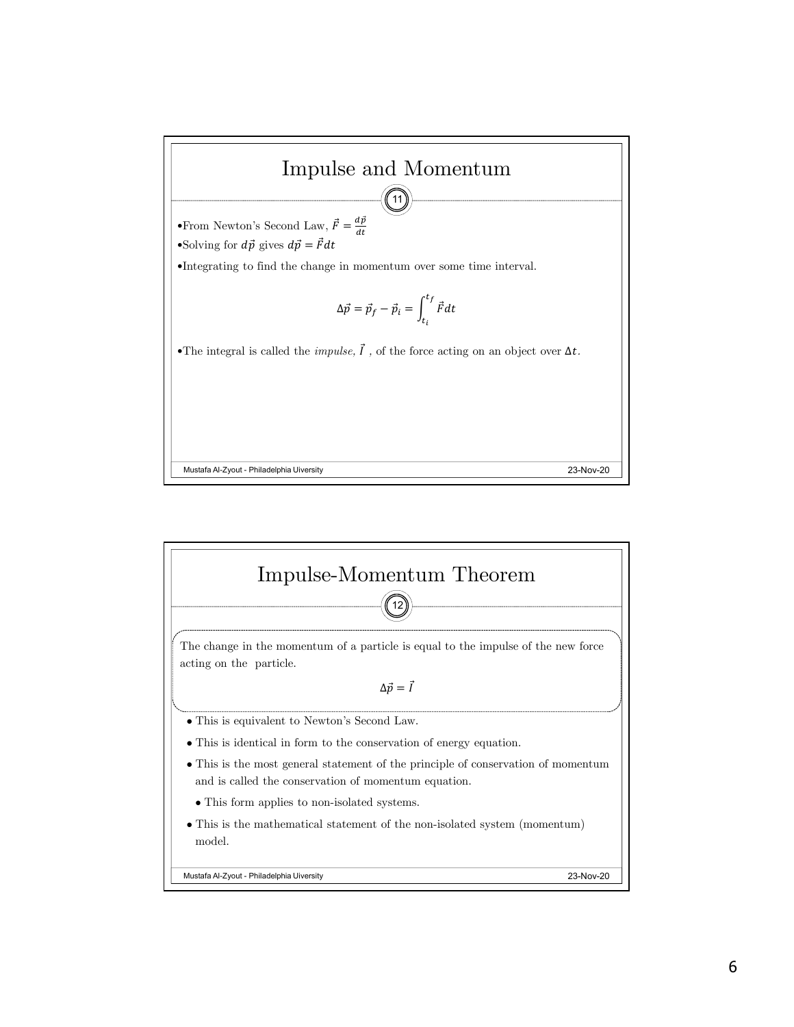## Impulse and Momentum

- From Newton's Second Law, $\vec{F} = \frac{d\vec{p}}{dt}$
- Solving for $d\vec{p}$ gives $d\vec{p} = \vec{F}dt$
- Integrating to find the change in momentum over some time interval.

$$\Delta\vec{p} = \vec{p}_f - \vec{p}_i = \int_{t_i}^{t_f} \vec{F} dt$$

- The integral is called the *impulse,* $\vec{I}$ , of the force acting on an object over $\Delta t$.

## Impulse-Momentum Theorem

The change in the momentum of a particle is equal to the impulse of the new force acting on the particle.

$$\Delta\vec{p} = \vec{I}$$

- This is equivalent to Newton's Second Law.
- This is identical in form to the conservation of energy equation.
- This is the most general statement of the principle of conservation of momentum and is called the conservation of momentum equation.
  - This form applies to non-isolated systems.
- This is the mathematical statement of the non-isolated system (momentum) model.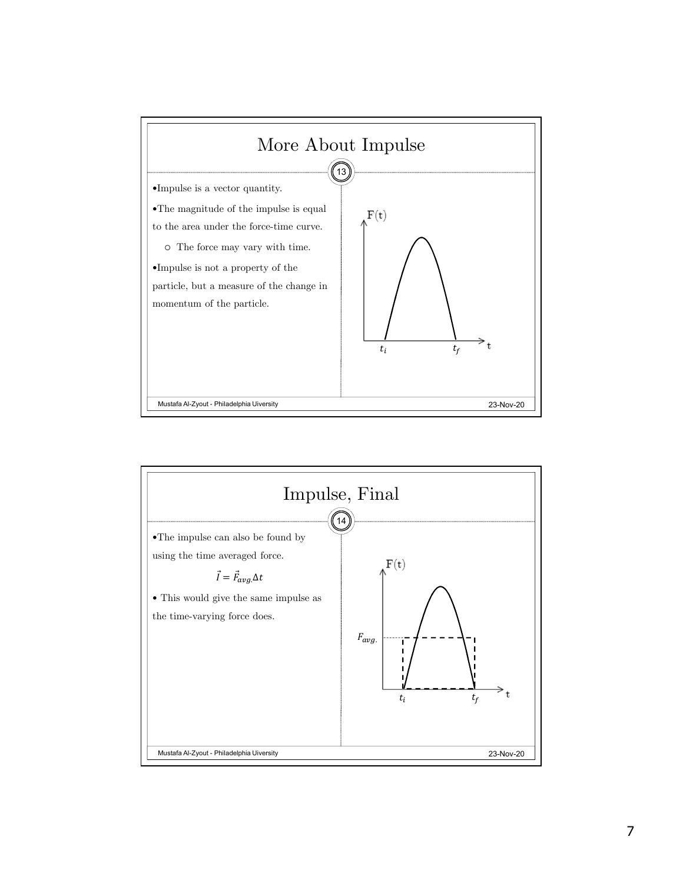# More About Impulse

- Impulse is a vector quantity.
- The magnitude of the impulse is equal to the area under the force-time curve.
  - The force may vary with time.
- Impulse is not a property of the particle, but a measure of the change in momentum of the particle.

# Impulse, Final

- The impulse can also be found by using the time averaged force.

$$\vec{I} = \vec{F}_{avg.}\Delta t$$

- This would give the same impulse as the time-varying force does.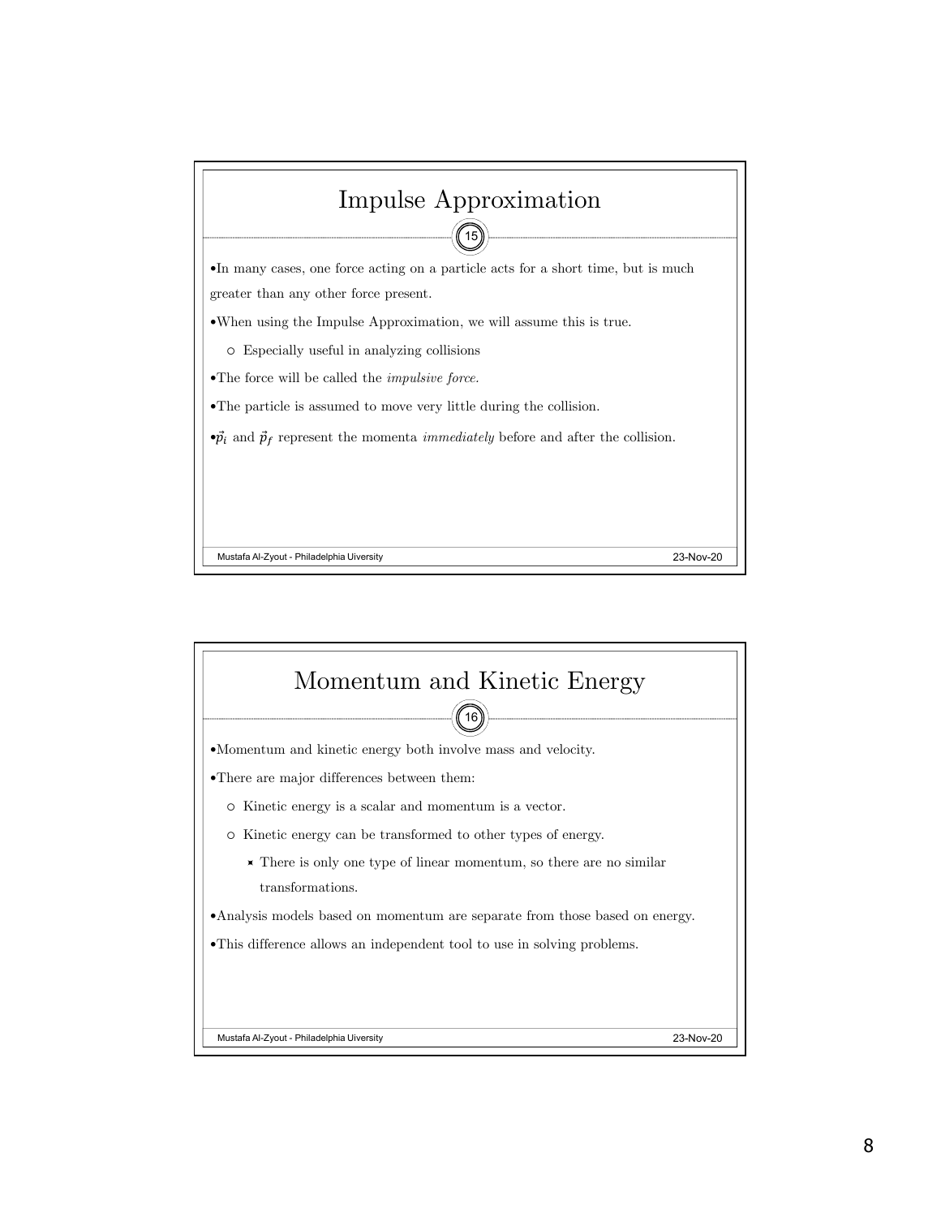## Impulse Approximation

- In many cases, one force acting on a particle acts for a short time, but is much greater than any other force present.
- When using the Impulse Approximation, we will assume this is true.
  - Especially useful in analyzing collisions
- The force will be called the *impulsive force.*
- The particle is assumed to move very little during the collision.
- $\vec{p}_i$ and $\vec{p}_f$ represent the momenta *immediately* before and after the collision.

## Momentum and Kinetic Energy

- Momentum and kinetic energy both involve mass and velocity.
- There are major differences between them:
  - Kinetic energy is a scalar and momentum is a vector.
  - Kinetic energy can be transformed to other types of energy.
    - There is only one type of linear momentum, so there are no similar transformations.
- Analysis models based on momentum are separate from those based on energy.
- This difference allows an independent tool to use in solving problems.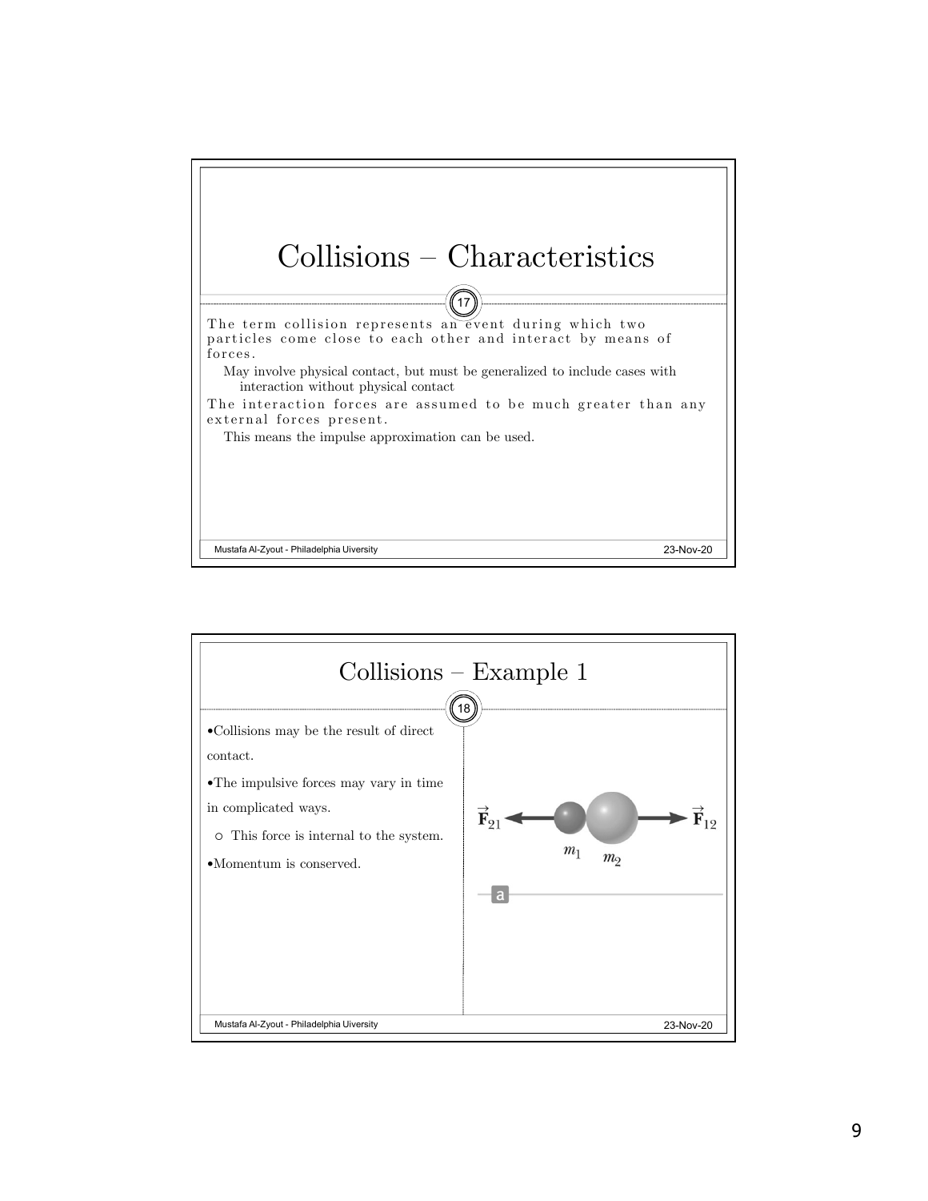## Collisions – Characteristics

The term collision represents an event during which two particles come close to each other and interact by means of forces.

- May involve physical contact, but must be generalized to include cases with interaction without physical contact

The interaction forces are assumed to be much greater than any external forces present.

- This means the impulse approximation can be used.

## Collisions – Example 1

- Collisions may be the result of direct contact.
- The impulsive forces may vary in time in complicated ways.
  - This force is internal to the system.
- Momentum is conserved.

$\vec{\mathbf{F}}_{21}$ $\vec{\mathbf{F}}_{12}$

$m_1$ $m_2$

a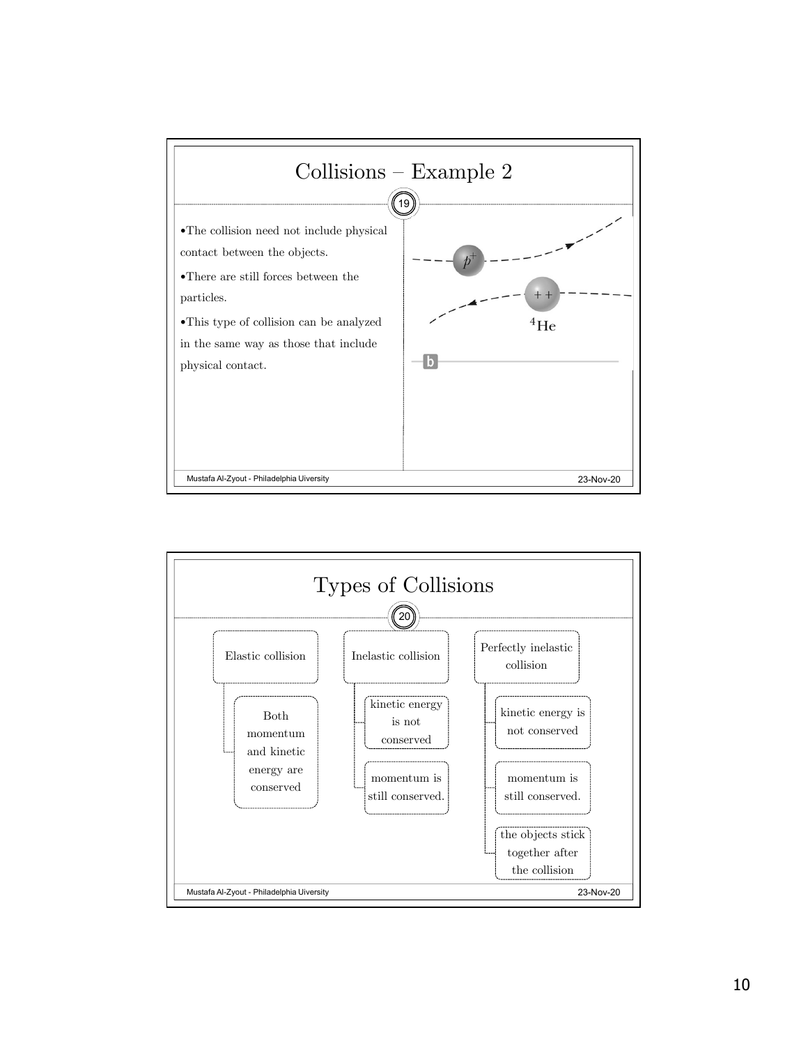# Collisions – Example 2

- The collision need not include physical contact between the objects.
- There are still forces between the particles.
- This type of collision can be analyzed in the same way as those that include physical contact.

# Types of Collisions

- Elastic collision
  - Both momentum and kinetic energy are conserved
- Inelastic collision
  - kinetic energy is not conserved
  - momentum is still conserved.
- Perfectly inelastic collision
  - kinetic energy is not conserved
  - momentum is still conserved.
  - the objects stick together after the collision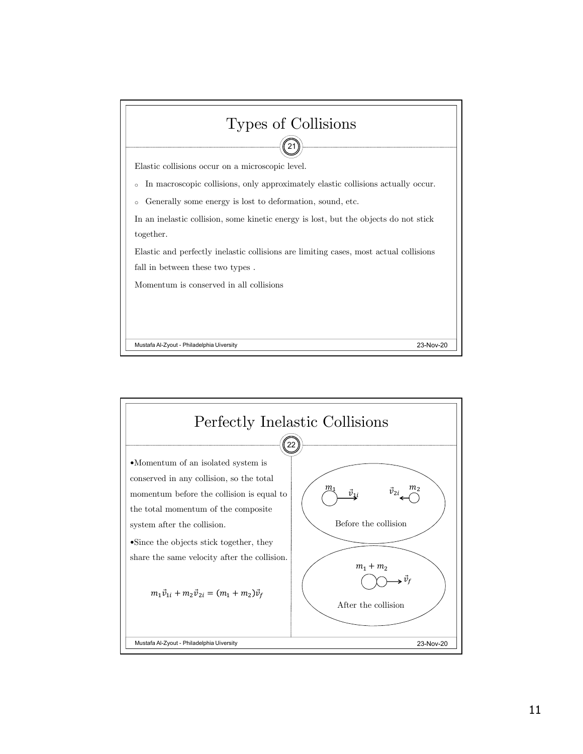# Types of Collisions

Elastic collisions occur on a microscopic level.

- In macroscopic collisions, only approximately elastic collisions actually occur.
- Generally some energy is lost to deformation, sound, etc.

In an inelastic collision, some kinetic energy is lost, but the objects do not stick together.

Elastic and perfectly inelastic collisions are limiting cases, most actual collisions fall in between these two types .

Momentum is conserved in all collisions

# Perfectly Inelastic Collisions

- Momentum of an isolated system is conserved in any collision, so the total momentum before the collision is equal to the total momentum of the composite system after the collision.
- Since the objects stick together, they share the same velocity after the collision.

$$m_1\vec{v}_{1i} + m_2\vec{v}_{2i} = (m_1 + m_2)\vec{v}_f$$

$m_1$ $\vec{v}_{1i}$ $\vec{v}_{2i}$ $m_2$

Before the collision

$m_1 + m_2$ $\vec{v}_f$

After the collision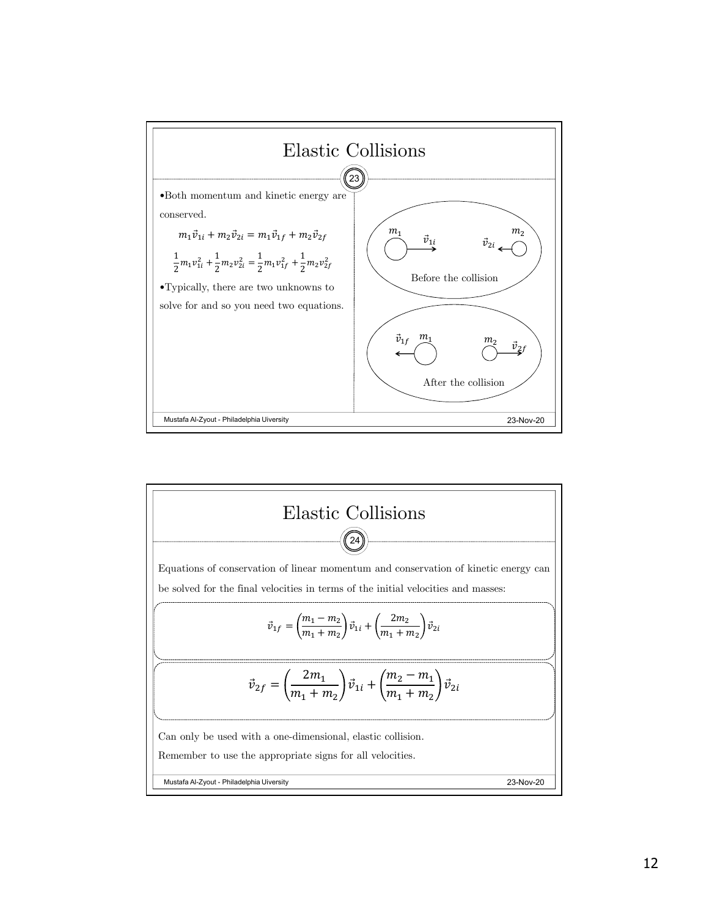# Elastic Collisions

- Both momentum and kinetic energy are conserved.

$$m_1\vec{v}_{1i} + m_2\vec{v}_{2i} = m_1\vec{v}_{1f} + m_2\vec{v}_{2f}$$

$$\frac{1}{2}m_1v_{1i}^2 + \frac{1}{2}m_2v_{2i}^2 = \frac{1}{2}m_1v_{1f}^2 + \frac{1}{2}m_2v_{2f}^2$$

- Typically, there are two unknowns to solve for and so you need two equations.

Before the collision: $m_1$ moving with $\vec{v}_{1i}$ to the right; $m_2$ moving with $\vec{v}_{2i}$ to the left.

After the collision: $m_1$ moving with $\vec{v}_{1f}$ to the left; $m_2$ moving with $\vec{v}_{2f}$ to the right.

# Elastic Collisions

Equations of conservation of linear momentum and conservation of kinetic energy can be solved for the final velocities in terms of the initial velocities and masses:

$$\vec{v}_{1f} = \left(\frac{m_1 - m_2}{m_1 + m_2}\right)\vec{v}_{1i} + \left(\frac{2m_2}{m_1 + m_2}\right)\vec{v}_{2i}$$

$$\vec{v}_{2f} = \left(\frac{2m_1}{m_1 + m_2}\right)\vec{v}_{1i} + \left(\frac{m_2 - m_1}{m_1 + m_2}\right)\vec{v}_{2i}$$

Can only be used with a one-dimensional, elastic collision.

Remember to use the appropriate signs for all velocities.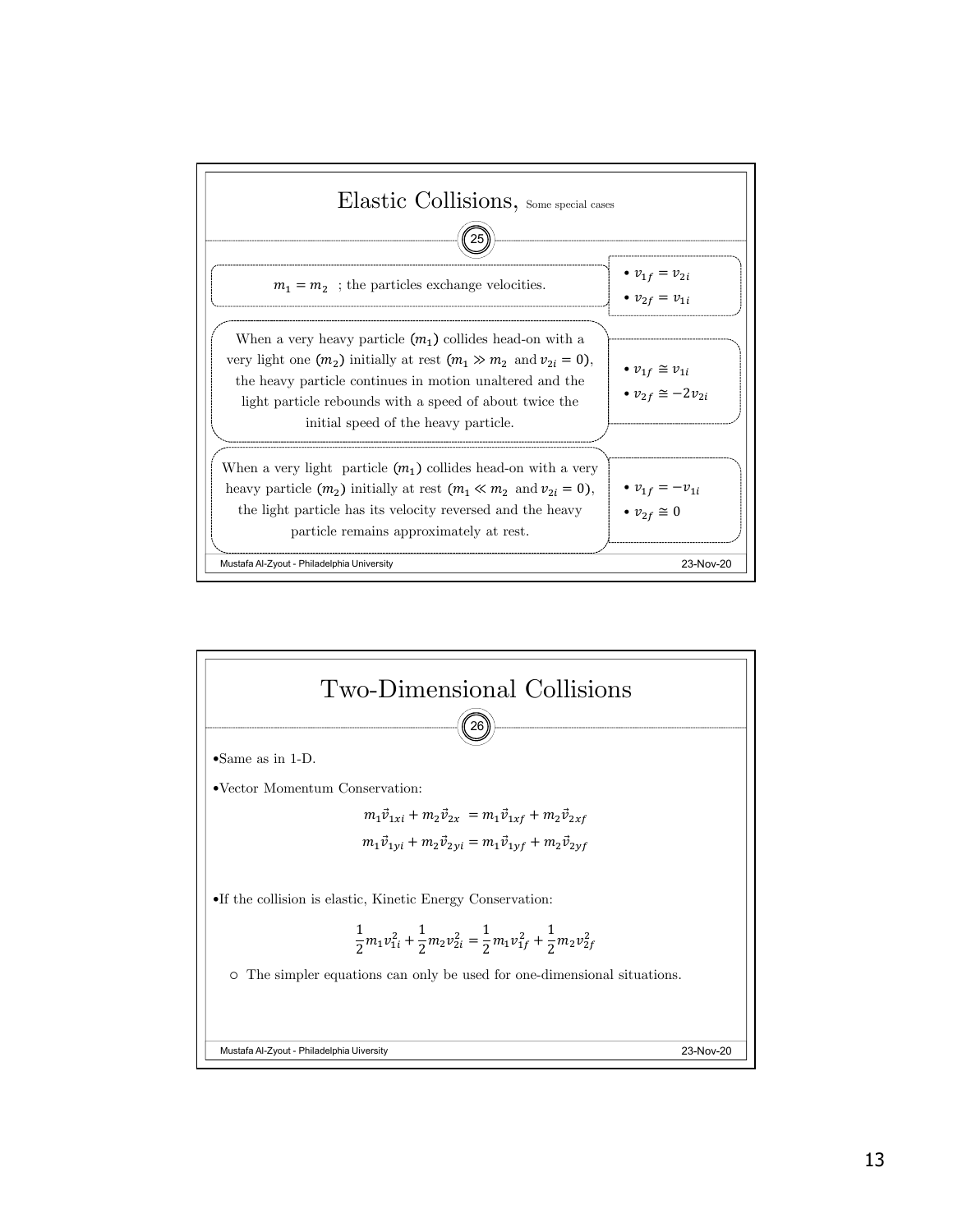# Elastic Collisions, Some special cases

| | |
|---|---|
| $m_1 = m_2$ ; the particles exchange velocities. | • $v_{1f} = v_{2i}$<br>• $v_{2f} = v_{1i}$ |
| When a very heavy particle $(m_1)$ collides head-on with a very light one $(m_2)$ initially at rest ($m_1 \gg m_2$ and $v_{2i} = 0$), the heavy particle continues in motion unaltered and the light particle rebounds with a speed of about twice the initial speed of the heavy particle. | • $v_{1f} \cong v_{1i}$<br>• $v_{2f} \cong -2v_{2i}$ |
| When a very light particle $(m_1)$ collides head-on with a very heavy particle $(m_2)$ initially at rest ($m_1 \ll m_2$ and $v_{2i} = 0$), the light particle has its velocity reversed and the heavy particle remains approximately at rest. | • $v_{1f} = -v_{1i}$<br>• $v_{2f} \cong 0$ |

# Two-Dimensional Collisions

- Same as in 1-D.
- Vector Momentum Conservation:

$$m_1\vec{v}_{1xi} + m_2\vec{v}_{2x} = m_1\vec{v}_{1xf} + m_2\vec{v}_{2xf}$$

$$m_1\vec{v}_{1yi} + m_2\vec{v}_{2yi} = m_1\vec{v}_{1yf} + m_2\vec{v}_{2yf}$$

- If the collision is elastic, Kinetic Energy Conservation:

$$\frac{1}{2}m_1v_{1i}^2 + \frac{1}{2}m_2v_{2i}^2 = \frac{1}{2}m_1v_{1f}^2 + \frac{1}{2}m_2v_{2f}^2$$

  - The simpler equations can only be used for one-dimensional situations.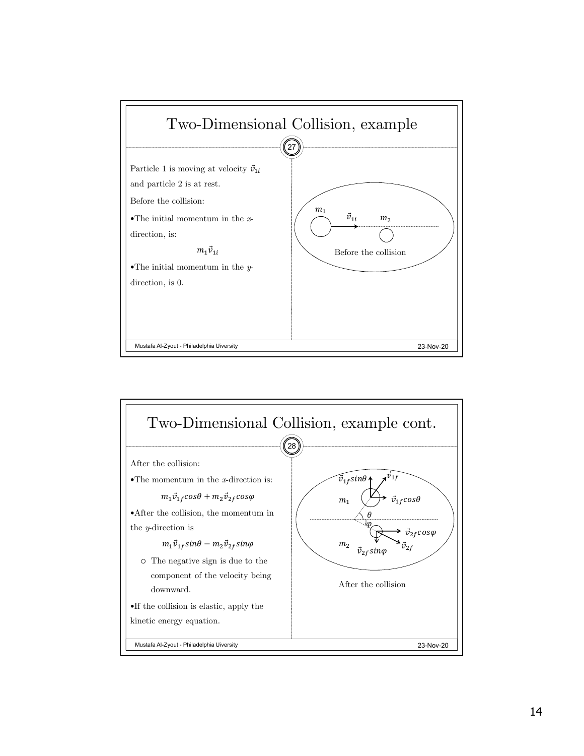# Two-Dimensional Collision, example

Particle 1 is moving at velocity $\vec{v}_{1i}$ and particle 2 is at rest.

Before the collision:

- The initial momentum in the *x*-direction, is:

$$m_1\vec{v}_{1i}$$

- The initial momentum in the *y*-direction, is 0.

$m_1$ $\vec{v}_{1i}$ $m_2$

Before the collision

# Two-Dimensional Collision, example cont.

After the collision:

- The momentum in the *x*-direction is:

$$m_1\vec{v}_{1f}cos\theta + m_2\vec{v}_{2f}cos\varphi$$

- After the collision, the momentum in the *y*-direction is

$$m_1\vec{v}_{1f}sin\theta - m_2\vec{v}_{2f}sin\varphi$$

  - The negative sign is due to the component of the velocity being downward.

- If the collision is elastic, apply the kinetic energy equation.

$\vec{v}_{1f}sin\theta$ $\vec{v}_{1f}$ $m_1$ $\vec{v}_{1f}cos\theta$ $\theta$ $\varphi$ $\vec{v}_{2f}cos\varphi$ $m_2$ $\vec{v}_{2f}sin\varphi$ $\vec{v}_{2f}$

After the collision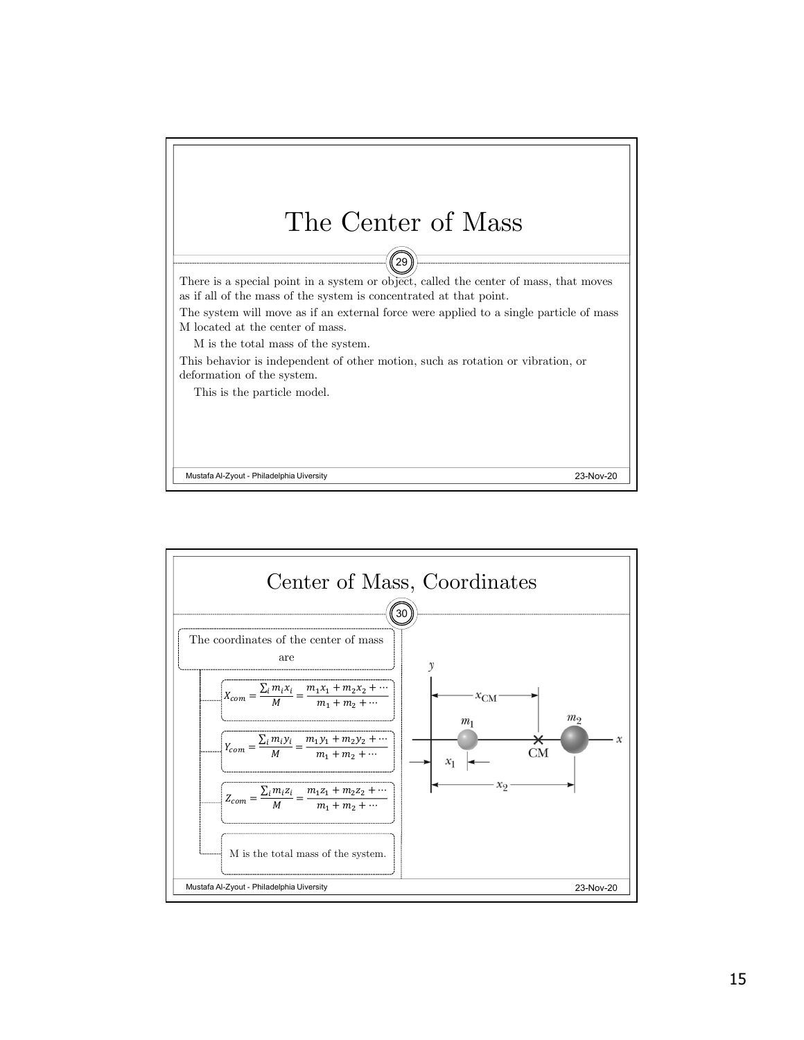# The Center of Mass

There is a special point in a system or object, called the center of mass, that moves as if all of the mass of the system is concentrated at that point.

The system will move as if an external force were applied to a single particle of mass M located at the center of mass.

- M is the total mass of the system.

This behavior is independent of other motion, such as rotation or vibration, or deformation of the system.

- This is the particle model.

# Center of Mass, Coordinates

The coordinates of the center of mass are

$$X_{com} = \frac{\sum_i m_i x_i}{M} = \frac{m_1 x_1 + m_2 x_2 + \cdots}{m_1 + m_2 + \cdots}$$

$$Y_{com} = \frac{\sum_i m_i y_i}{M} = \frac{m_1 y_1 + m_2 y_2 + \cdots}{m_1 + m_2 + \cdots}$$

$$Z_{com} = \frac{\sum_i m_i z_i}{M} = \frac{m_1 z_1 + m_2 z_2 + \cdots}{m_1 + m_2 + \cdots}$$

M is the total mass of the system.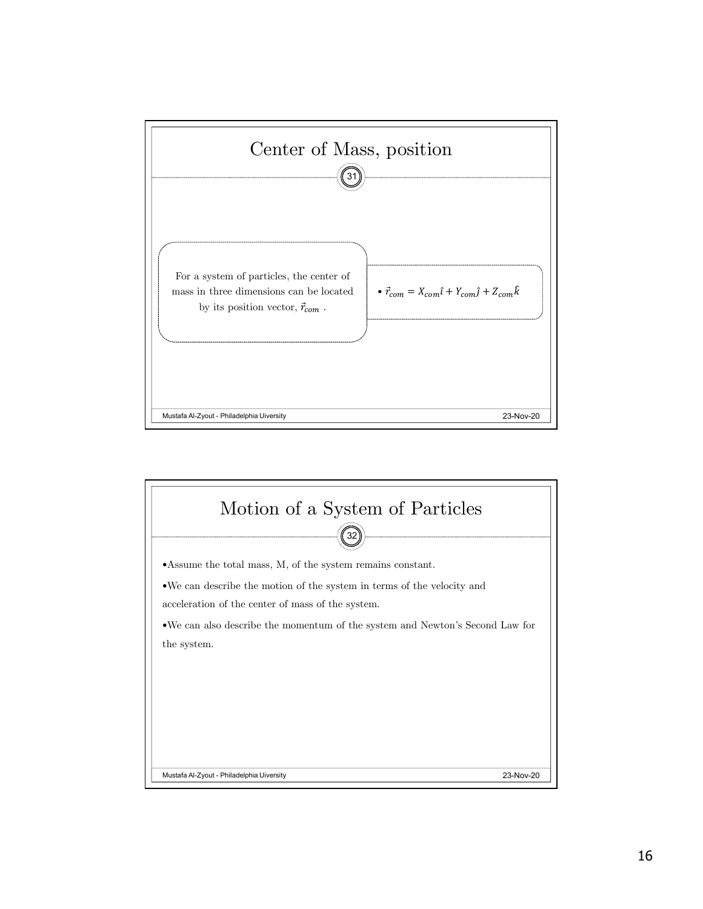# Center of Mass, position

For a system of particles, the center of mass in three dimensions can be located by its position vector, $\vec{r}_{com}$ .

- $\vec{r}_{com} = X_{com}\hat{\imath} + Y_{com}\hat{\jmath} + Z_{com}\hat{k}$

# Motion of a System of Particles

- Assume the total mass, M, of the system remains constant.
- We can describe the motion of the system in terms of the velocity and acceleration of the center of mass of the system.
- We can also describe the momentum of the system and Newton's Second Law for the system.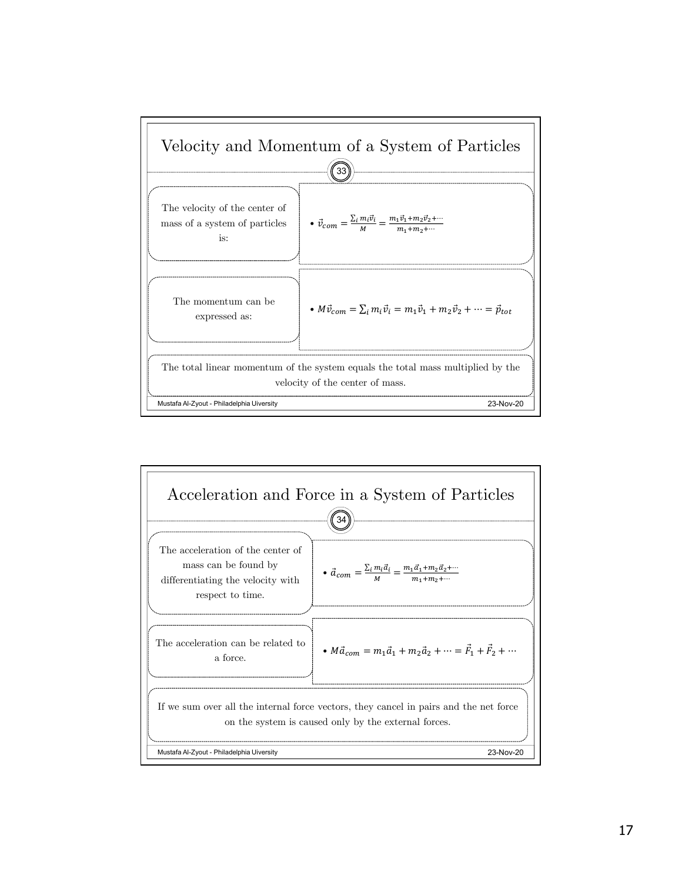## Velocity and Momentum of a System of Particles

33

The velocity of the center of mass of a system of particles is:

- $\vec{v}_{com} = \frac{\sum_i m_i \vec{v}_i}{M} = \frac{m_1\vec{v}_1 + m_2\vec{v}_2 + \cdots}{m_1 + m_2 + \cdots}$

The momentum can be expressed as:

- $M\vec{v}_{com} = \sum_i m_i \vec{v}_i = m_1\vec{v}_1 + m_2\vec{v}_2 + \cdots = \vec{p}_{tot}$

The total linear momentum of the system equals the total mass multiplied by the velocity of the center of mass.

## Acceleration and Force in a System of Particles

34

The acceleration of the center of mass can be found by differentiating the velocity with respect to time.

- $\vec{a}_{com} = \frac{\sum_i m_i \vec{a}_i}{M} = \frac{m_1\vec{a}_1 + m_2\vec{a}_2 + \cdots}{m_1 + m_2 + \cdots}$

The acceleration can be related to a force.

- $M\vec{a}_{com} = m_1\vec{a}_1 + m_2\vec{a}_2 + \cdots = \vec{F}_1 + \vec{F}_2 + \cdots$

If we sum over all the internal force vectors, they cancel in pairs and the net force on the system is caused only by the external forces.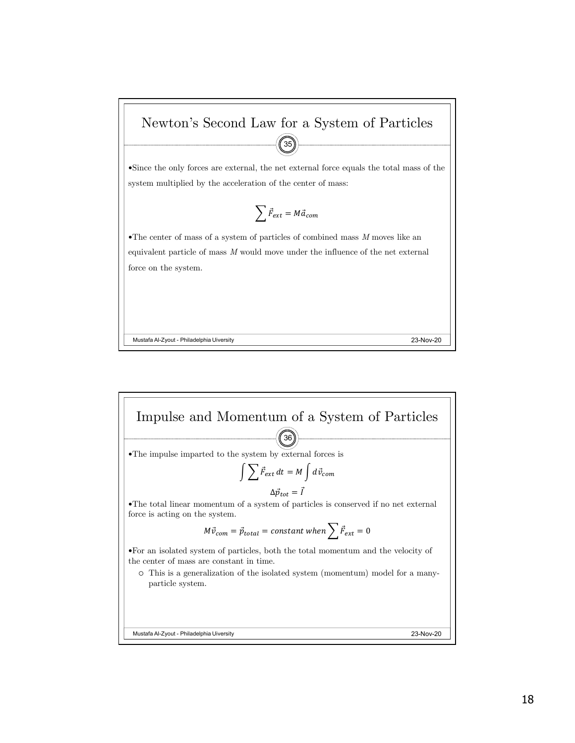## Newton's Second Law for a System of Particles

- Since the only forces are external, the net external force equals the total mass of the system multiplied by the acceleration of the center of mass:

$$\sum \vec{F}_{ext} = M\vec{a}_{com}$$

- The center of mass of a system of particles of combined mass *M* moves like an equivalent particle of mass *M* would move under the influence of the net external force on the system.

## Impulse and Momentum of a System of Particles

- The impulse imparted to the system by external forces is

$$\int \sum \vec{F}_{ext}\, dt = M \int d\vec{v}_{com}$$

$$\Delta\vec{p}_{tot} = \vec{I}$$

- The total linear momentum of a system of particles is conserved if no net external force is acting on the system.

$$M\vec{v}_{com} = \vec{p}_{total} = constant\ when \sum \vec{F}_{ext} = 0$$

- For an isolated system of particles, both the total momentum and the velocity of the center of mass are constant in time.
  - This is a generalization of the isolated system (momentum) model for a many-particle system.